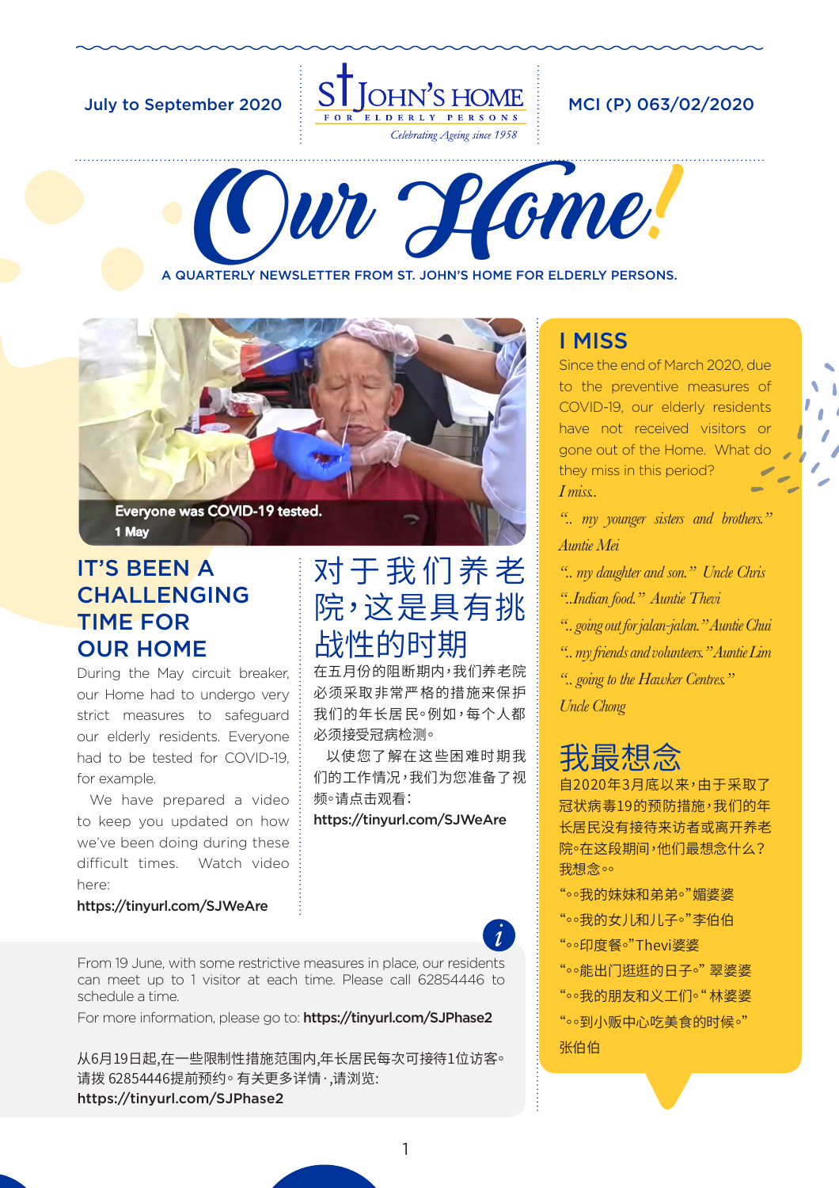July to September 2020

ST JOHN'S HOME FOR ELDERLY PERSONS

*Celebrating Ageing since 1958*

MCI (P) 063/02/2020

# Our Home!

A QUARTERLY NEWSLETTER FROM ST. JOHN'S HOME FOR ELDERLY PERSONS.

Everyone was COVID-19 tested.
1 May

## IT'S BEEN A CHALLENGING TIME FOR OUR HOME

During the May circuit breaker, our Home had to undergo very strict measures to safeguard our elderly residents. Everyone had to be tested for COVID-19, for example.

We have prepared a video to keep you updated on how we've been doing during these difficult times. Watch video here:

**https://tinyurl.com/SJWeAre**

## 对于我们养老院，这是具有挑战性的时期

在五月份的阻断期内，我们养老院必须采取非常严格的措施来保护我们的年长居民。例如，每个人都必须接受冠病检测。

以使您了解在这些困难时期我们的工作情况，我们为您准备了视频。请点击观看：

**https://tinyurl.com/SJWeAre**

From 19 June, with some restrictive measures in place, our residents can meet up to 1 visitor at each time. Please call 62854446 to schedule a time.

For more information, please go to: **https://tinyurl.com/SJPhase2**

从6月19日起，在一些限制性措施范围内，年长居民每次可接待1位访客。请拨 62854446提前预约。有关更多详情，请浏览：
**https://tinyurl.com/SJPhase2**

## I MISS

Since the end of March 2020, due to the preventive measures of COVID-19, our elderly residents have not received visitors or gone out of the Home. What do they miss in this period?

*I miss..*

*".. my younger sisters and brothers." Auntie Mei*

*".. my daughter and son." Uncle Chris*

*"..Indian food." Auntie Thevi*

*".. going out for jalan-jalan." Auntie Chui*

*".. my friends and volunteers." Auntie Lim*

*".. going to the Hawker Centres." Uncle Chong*

## 我最想念

自2020年3月底以来，由于采取了冠状病毒19的预防措施，我们的年长居民没有接待来访者或离开养老院。在这段期间，他们最想念什么？

我想念。。

"。。我的妹妹和弟弟。"媚婆婆

"。。我的女儿和儿子。"李伯伯

"。。印度餐。"Thevi婆婆

"。。能出门逛逛的日子。" 翠婆婆

"。。我的朋友和义工们。" 林婆婆

"。。到小贩中心吃美食的时候。" 张伯伯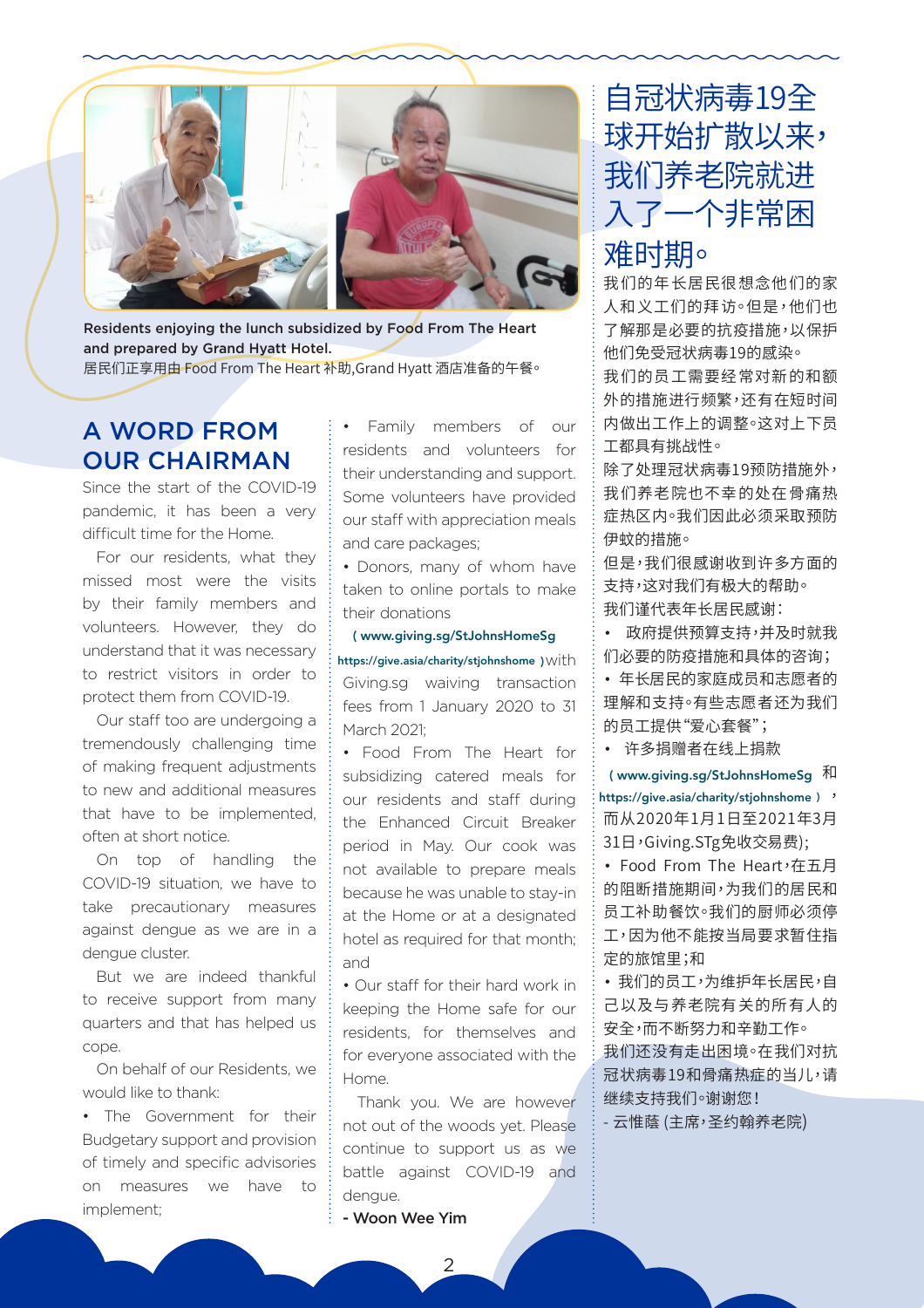Residents enjoying the lunch subsidized by Food From The Heart and prepared by Grand Hyatt Hotel.
居民们正享用由 Food From The Heart 补助,Grand Hyatt 酒店准备的午餐。

## A WORD FROM OUR CHAIRMAN

Since the start of the COVID-19 pandemic, it has been a very difficult time for the Home.

For our residents, what they missed most were the visits by their family members and volunteers. However, they do understand that it was necessary to restrict visitors in order to protect them from COVID-19.

Our staff too are undergoing a tremendously challenging time of making frequent adjustments to new and additional measures that have to be implemented, often at short notice.

On top of handling the COVID-19 situation, we have to take precautionary measures against dengue as we are in a dengue cluster.

But we are indeed thankful to receive support from many quarters and that has helped us cope.

On behalf of our Residents, we would like to thank:

- The Government for their Budgetary support and provision of timely and specific advisories on measures we have to implement;
- Family members of our residents and volunteers for their understanding and support. Some volunteers have provided our staff with appreciation meals and care packages;
- Donors, many of whom have taken to online portals to make their donations (www.giving.sg/StJohnsHomeSg https://give.asia/charity/stjohnshome ) with Giving.sg waiving transaction fees from 1 January 2020 to 31 March 2021;
- Food From The Heart for subsidizing catered meals for our residents and staff during the Enhanced Circuit Breaker period in May. Our cook was not available to prepare meals because he was unable to stay-in at the Home or at a designated hotel as required for that month; and
- Our staff for their hard work in keeping the Home safe for our residents, for themselves and for everyone associated with the Home.

Thank you. We are however not out of the woods yet. Please continue to support us as we battle against COVID-19 and dengue.

**- Woon Wee Yim**

## 自冠状病毒19全球开始扩散以来,我们养老院就进入了一个非常困难时期。

我们的年长居民很想念他们的家人和义工们的拜访。但是,他们也了解那是必要的抗疫措施,以保护他们免受冠状病毒19的感染。

我们的员工需要经常对新的和额外的措施进行频繁,还有在短时间内做出工作上的调整。这对上下员工都具有挑战性。

除了处理冠状病毒19预防措施外,我们养老院也不幸的处在骨痛热症的热区内。我们因此必须采取预防伊蚊的措施。

但是,我们很感谢收到许多方面的支持,这对我们有极大的帮助。

我们谨代表年长居民感谢:

- 政府提供预算支持,并及时就我们必要的防疫措施和具体的咨询;
- 年长居民的家庭成员和志愿者的理解和支持。有些志愿者还为我们的员工提供"爱心套餐";
- 许多捐赠者在线上捐款 (www.giving.sg/StJohnsHomeSg 和 https://give.asia/charity/stjohnshome ), 而从2020年1月1日至2021年3月31日,Giving.STg免收交易费);
- Food From The Heart,在五月的阻断措施期间,为我们的居民和员工补助餐饮。我们的厨师必须停工,因为他不能按当局要求暂住指定的旅馆里;和
- 我们的员工,为维护年长居民,自己以及与养老院有关的所有人的安全,而不断努力和辛勤工作。

我们还没有走出困境。在我们对抗冠状病毒19和骨痛热症的当儿,请继续支持我们。谢谢您!

- 云惟蔭 (主席,圣约翰养老院)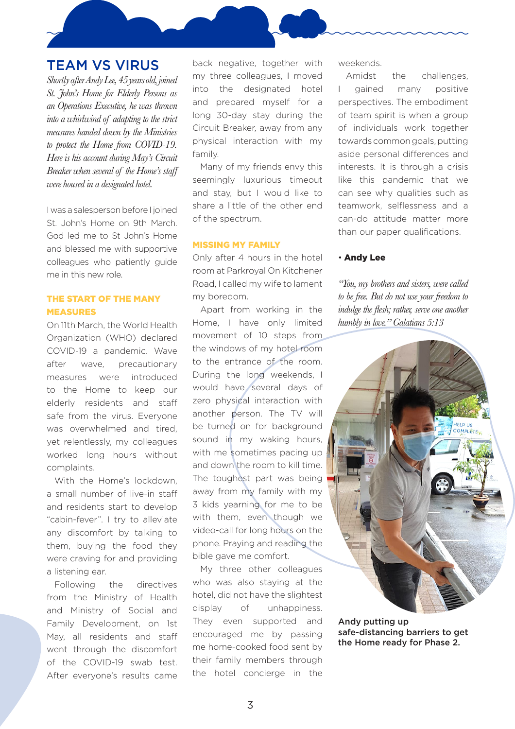# TEAM VS VIRUS

*Shortly after Andy Lee, 45 years old, joined St. John's Home for Elderly Persons as an Operations Executive, he was thrown into a whirlwind of adapting to the strict measures handed down by the Ministries to protect the Home from COVID-19. Here is his account during May's Circuit Breaker when several of the Home's staff were housed in a designated hotel.*

I was a salesperson before I joined St. John's Home on 9th March. God led me to St John's Home and blessed me with supportive colleagues who patiently guide me in this new role.

## THE START OF THE MANY MEASURES

On 11th March, the World Health Organization (WHO) declared COVID-19 a pandemic. Wave after wave, precautionary measures were introduced to the Home to keep our elderly residents and staff safe from the virus. Everyone was overwhelmed and tired, yet relentlessly, my colleagues worked long hours without complaints.

With the Home's lockdown, a small number of live-in staff and residents start to develop "cabin-fever". I try to alleviate any discomfort by talking to them, buying the food they were craving for and providing a listening ear.

Following the directives from the Ministry of Health and Ministry of Social and Family Development, on 1st May, all residents and staff went through the discomfort of the COVID-19 swab test. After everyone's results came back negative, together with my three colleagues, I moved into the designated hotel and prepared myself for a long 30-day stay during the Circuit Breaker, away from any physical interaction with my family.

Many of my friends envy this seemingly luxurious timeout and stay, but I would like to share a little of the other end of the spectrum.

## MISSING MY FAMILY

Only after 4 hours in the hotel room at Parkroyal On Kitchener Road, I called my wife to lament my boredom.

Apart from working in the Home, I have only limited movement of 10 steps from the windows of my hotel room to the entrance of the room. During the long weekends, I would have several days of zero physical interaction with another person. The TV will be turned on for background sound in my waking hours, with me sometimes pacing up and down the room to kill time. The toughest part was being away from my family with my 3 kids yearning for me to be with them, even though we video-call for long hours on the phone. Praying and reading the bible gave me comfort.

My three other colleagues who was also staying at the hotel, did not have the slightest display of unhappiness. They even supported and encouraged me by passing me home-cooked food sent by their family members through the hotel concierge in the weekends.

Amidst the challenges, I gained many positive perspectives. The embodiment of team spirit is when a group of individuals work together towards common goals, putting aside personal differences and interests. It is through a crisis like this pandemic that we can see why qualities such as teamwork, selflessness and a can-do attitude matter more than our paper qualifications.

• **Andy Lee**

*"You, my brothers and sisters, were called to be free. But do not use your freedom to indulge the flesh; rather, serve one another humbly in love." Galatians 5:13*

**Andy putting up safe-distancing barriers to get the Home ready for Phase 2.**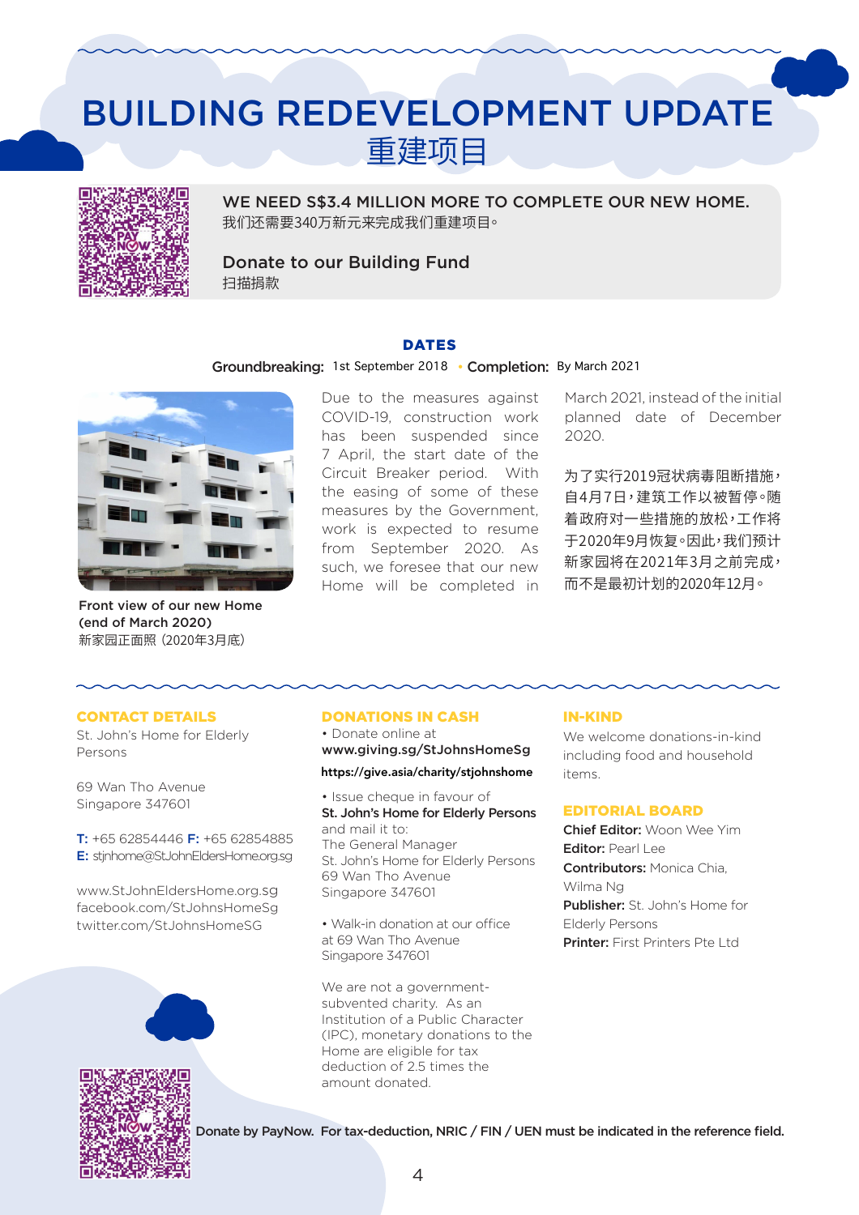# BUILDING REDEVELOPMENT UPDATE
# 重建项目

**WE NEED S$3.4 MILLION MORE TO COMPLETE OUR NEW HOME.**
我们还需要340万新元来完成我们重建项目。

**Donate to our Building Fund**
扫描捐款

## DATES

**Groundbreaking:** 1st September 2018 • **Completion:** By March 2021

Front view of our new Home (end of March 2020)
新家园正面照（2020年3月底）

Due to the measures against COVID-19, construction work has been suspended since 7 April, the start date of the Circuit Breaker period. With the easing of some of these measures by the Government, work is expected to resume from September 2020. As such, we foresee that our new Home will be completed in March 2021, instead of the initial planned date of December 2020.

为了实行2019冠状病毒阻断措施，自4月7日，建筑工作以被暂停。随着政府对一些措施的放松，工作将于2020年9月恢复。因此，我们预计新家园将在2021年3月之前完成，而不是最初计划的2020年12月。

## CONTACT DETAILS

St. John's Home for Elderly Persons

69 Wan Tho Avenue
Singapore 347601

**T:** +65 62854446 **F:** +65 62854885
**E:** stjnhome@StJohnEldersHome.org.sg

www.StJohnEldersHome.org.sg
facebook.com/StJohnsHomeSg
twitter.com/StJohnsHomeSG

## DONATIONS IN CASH

- Donate online at **www.giving.sg/StJohnsHomeSg**

**https://give.asia/charity/stjohnshome**

- Issue cheque in favour of **St. John's Home for Elderly Persons** and mail to:
The General Manager
St. John's Home for Elderly Persons
69 Wan Tho Avenue
Singapore 347601

- Walk-in donation at our office at 69 Wan Tho Avenue Singapore 347601

We are not a government-subvented charity. As an Institution of a Public Character (IPC), monetary donations to the Home are eligible for tax deduction of 2.5 times the amount donated.

## IN-KIND

We welcome donations-in-kind including food and household items.

## EDITORIAL BOARD

**Chief Editor:** Woon Wee Yim
**Editor:** Pearl Lee
**Contributors:** Monica Chia, Wilma Ng
**Publisher:** St. John's Home for Elderly Persons
**Printer:** First Printers Pte Ltd

**Donate by PayNow. For tax-deduction, NRIC / FIN / UEN must be indicated in the reference field.**